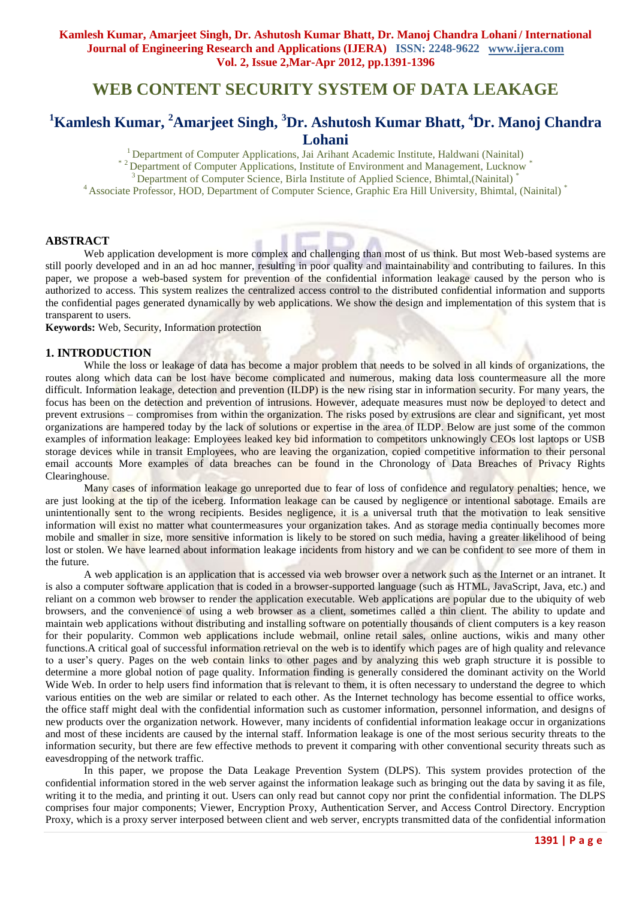# WEB CONTENT SECURITY SYSTEM OF DATA LEAKAGE

## [1]Kamlesh Kumar, [2]Amarjeet Singh, [3]Dr. Ashutosh Kumar Bhatt, [4]Dr. Manoj Chandra Lohani

[1] Department of Computer Applications, Jai Arihant Academic Institute, Haldwani (Nainital)
[* 2] Department of Computer Applications, Institute of Environment and Management, Lucknow [*]
[3] Department of Computer Science, Birla Institute of Applied Science, Bhimtal,(Nainital) [*]
[4] Associate Professor, HOD, Department of Computer Science, Graphic Era Hill University, Bhimtal, (Nainital) [*]

### ABSTRACT

Web application development is more complex and challenging than most of us think. But most Web-based systems are still poorly developed and in an ad hoc manner, resulting in poor quality and maintainability and contributing to failures. In this paper, we propose a web-based system for prevention of the confidential information leakage caused by the person who is authorized to access. This system realizes the centralized access control to the distributed confidential information and supports the confidential pages generated dynamically by web applications. We show the design and implementation of this system that is transparent to users.

**Keywords:** Web, Security, Information protection

### 1. INTRODUCTION

While the loss or leakage of data has become a major problem that needs to be solved in all kinds of organizations, the routes along which data can be lost have become complicated and numerous, making data loss countermeasure all the more difficult. Information leakage, detection and prevention (ILDP) is the new rising star in information security. For many years, the focus has been on the detection and prevention of intrusions. However, adequate measures must now be deployed to detect and prevent extrusions – compromises from within the organization. The risks posed by extrusions are clear and significant, yet most organizations are hampered today by the lack of solutions or expertise in the area of ILDP. Below are just some of the common examples of information leakage: Employees leaked key bid information to competitors unknowingly CEOs lost laptops or USB storage devices while in transit Employees, who are leaving the organization, copied competitive information to their personal email accounts More examples of data breaches can be found in the Chronology of Data Breaches of Privacy Rights Clearinghouse.

Many cases of information leakage go unreported due to fear of loss of confidence and regulatory penalties; hence, we are just looking at the tip of the iceberg. Information leakage can be caused by negligence or intentional sabotage. Emails are unintentionally sent to the wrong recipients. Besides negligence, it is a universal truth that the motivation to leak sensitive information will exist no matter what countermeasures your organization takes. And as storage media continually becomes more mobile and smaller in size, more sensitive information is likely to be stored on such media, having a greater likelihood of being lost or stolen. We have learned about information leakage incidents from history and we can be confident to see more of them in the future.

A web application is an application that is accessed via web browser over a network such as the Internet or an intranet. It is also a computer software application that is coded in a browser-supported language (such as HTML, JavaScript, Java, etc.) and reliant on a common web browser to render the application executable. Web applications are popular due to the ubiquity of web browsers, and the convenience of using a web browser as a client, sometimes called a thin client. The ability to update and maintain web applications without distributing and installing software on potentially thousands of client computers is a key reason for their popularity. Common web applications include webmail, online retail sales, online auctions, wikis and many other functions.A critical goal of successful information retrieval on the web is to identify which pages are of high quality and relevance to a user's query. Pages on the web contain links to other pages and by analyzing this web graph structure it is possible to determine a more global notion of page quality. Information finding is generally considered the dominant activity on the World Wide Web. In order to help users find information that is relevant to them, it is often necessary to understand the degree to which various entities on the web are similar or related to each other. As the Internet technology has become essential to office works, the office staff might deal with the confidential information such as customer information, personnel information, and designs of new products over the organization network. However, many incidents of confidential information leakage occur in organizations and most of these incidents are caused by the internal staff. Information leakage is one of the most serious security threats to the information security, but there are few effective methods to prevent it comparing with other conventional security threats such as eavesdropping of the network traffic.

In this paper, we propose the Data Leakage Prevention System (DLPS). This system provides protection of the confidential information stored in the web server against the information leakage such as bringing out the data by saving it as file, writing it to the media, and printing it out. Users can only read but cannot copy nor print the confidential information. The DLPS comprises four major components; Viewer, Encryption Proxy, Authentication Server, and Access Control Directory. Encryption Proxy, which is a proxy server interposed between client and web server, encrypts transmitted data of the confidential information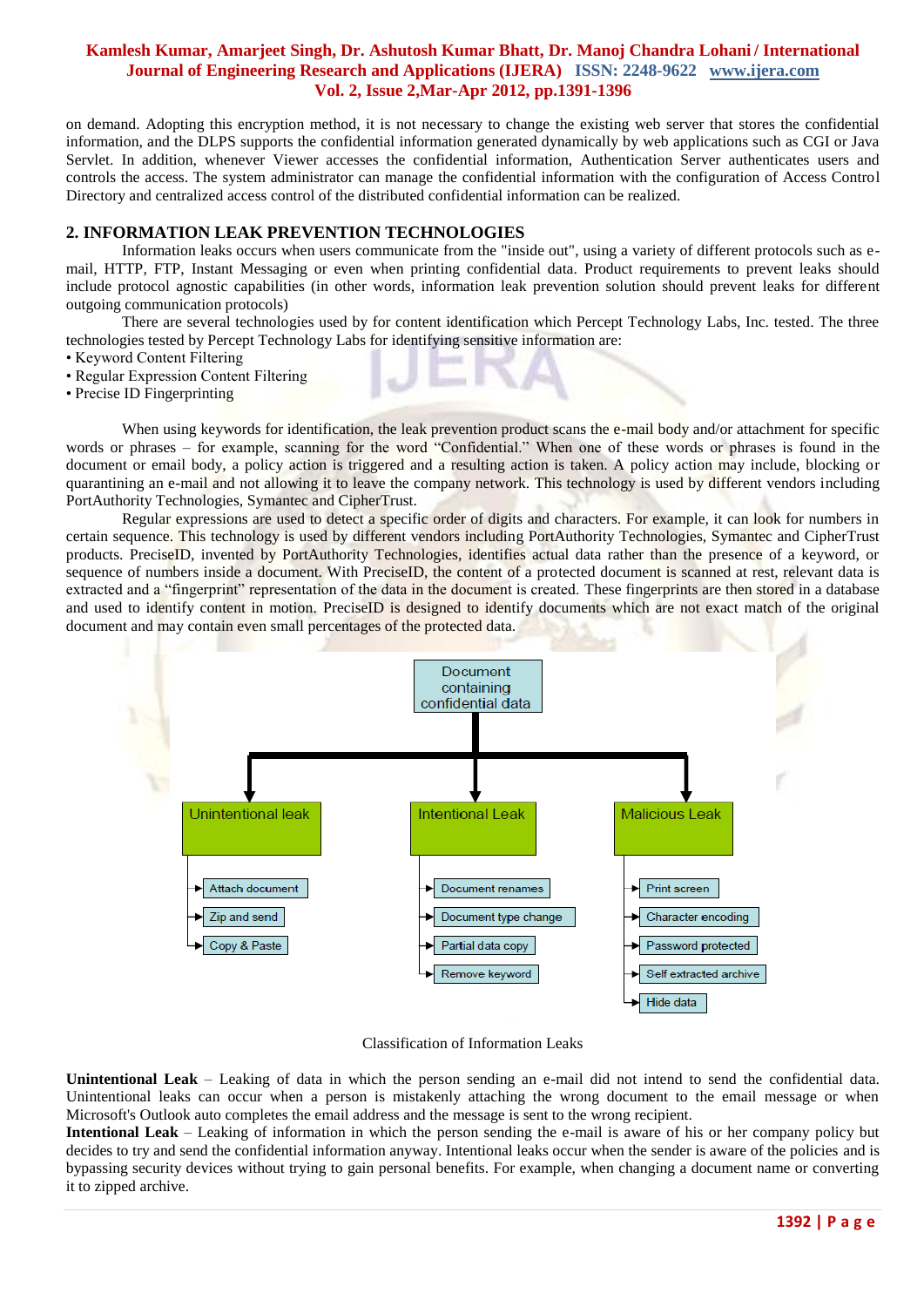on demand. Adopting this encryption method, it is not necessary to change the existing web server that stores the confidential information, and the DLPS supports the confidential information generated dynamically by web applications such as CGI or Java Servlet. In addition, whenever Viewer accesses the confidential information, Authentication Server authenticates users and controls the access. The system administrator can manage the confidential information with the configuration of Access Control Directory and centralized access control of the distributed confidential information can be realized.

## 2. INFORMATION LEAK PREVENTION TECHNOLOGIES

Information leaks occurs when users communicate from the "inside out", using a variety of different protocols such as e-mail, HTTP, FTP, Instant Messaging or even when printing confidential data. Product requirements to prevent leaks should include protocol agnostic capabilities (in other words, information leak prevention solution should prevent leaks for different outgoing communication protocols)

There are several technologies used by for content identification which Percept Technology Labs, Inc. tested. The three technologies tested by Percept Technology Labs for identifying sensitive information are:

- Keyword Content Filtering
- Regular Expression Content Filtering
- Precise ID Fingerprinting

When using keywords for identification, the leak prevention product scans the e-mail body and/or attachment for specific words or phrases – for example, scanning for the word "Confidential." When one of these words or phrases is found in the document or email body, a policy action is triggered and a resulting action is taken. A policy action may include, blocking or quarantining an e-mail and not allowing it to leave the company network. This technology is used by different vendors including PortAuthority Technologies, Symantec and CipherTrust.

Regular expressions are used to detect a specific order of digits and characters. For example, it can look for numbers in certain sequence. This technology is used by different vendors including PortAuthority Technologies, Symantec and CipherTrust products. PreciseID, invented by PortAuthority Technologies, identifies actual data rather than the presence of a keyword, or sequence of numbers inside a document. With PreciseID, the content of a protected document is scanned at rest, relevant data is extracted and a "fingerprint" representation of the data in the document is created. These fingerprints are then stored in a database and used to identify content in motion. PreciseID is designed to identify documents which are not exact match of the original document and may contain even small percentages of the protected data.

- Document containing confidential data
  - Unintentional leak
    - Attach document
    - Zip and send
    - Copy & Paste
  - Intentional Leak
    - Document renames
    - Document type change
    - Partial data copy
    - Remove keyword
  - Malicious Leak
    - Print screen
    - Character encoding
    - Password protected
    - Self extracted archive
    - Hide data

Classification of Information Leaks

**Unintentional Leak** – Leaking of data in which the person sending an e-mail did not intend to send the confidential data. Unintentional leaks can occur when a person is mistakenly attaching the wrong document to the email message or when Microsoft's Outlook auto completes the email address and the message is sent to the wrong recipient.

**Intentional Leak** – Leaking of information in which the person sending the e-mail is aware of his or her company policy but decides to try and send the confidential information anyway. Intentional leaks occur when the sender is aware of the policies and is bypassing security devices without trying to gain personal benefits. For example, when changing a document name or converting it to zipped archive.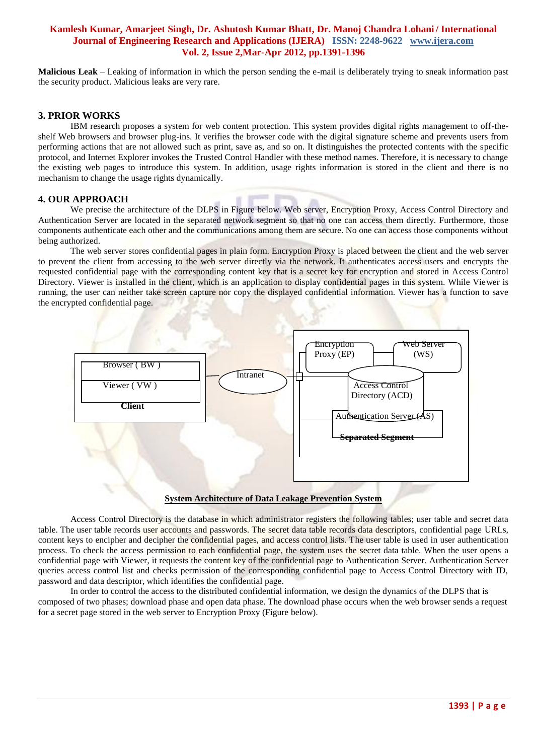**Malicious Leak** – Leaking of information in which the person sending the e-mail is deliberately trying to sneak information past the security product. Malicious leaks are very rare.

## 3. PRIOR WORKS

IBM research proposes a system for web content protection. This system provides digital rights management to off-the-shelf Web browsers and browser plug-ins. It verifies the browser code with the digital signature scheme and prevents users from performing actions that are not allowed such as print, save as, and so on. It distinguishes the protected contents with the specific protocol, and Internet Explorer invokes the Trusted Control Handler with these method names. Therefore, it is necessary to change the existing web pages to introduce this system. In addition, usage rights information is stored in the client and there is no mechanism to change the usage rights dynamically.

## 4. OUR APPROACH

We precise the architecture of the DLPS in Figure below. Web server, Encryption Proxy, Access Control Directory and Authentication Server are located in the separated network segment so that no one can access them directly. Furthermore, those components authenticate each other and the communications among them are secure. No one can access those components without being authorized.

The web server stores confidential pages in plain form. Encryption Proxy is placed between the client and the web server to prevent the client from accessing to the web server directly via the network. It authenticates access users and encrypts the requested confidential page with the corresponding content key that is a secret key for encryption and stored in Access Control Directory. Viewer is installed in the client, which is an application to display confidential pages in this system. While Viewer is running, the user can neither take screen capture nor copy the displayed confidential information. Viewer has a function to save the encrypted confidential page.

Browser ( BW )
Viewer ( VW )
**Client**
Intranet
Encryption Proxy (EP)
Web Server (WS)
Access Control Directory (ACD)
Authentication Server (AS)
**Separated Segment**

**System Architecture of Data Leakage Prevention System**

Access Control Directory is the database in which administrator registers the following tables; user table and secret data table. The user table records user accounts and passwords. The secret data table records data descriptors, confidential page URLs, content keys to encipher and decipher the confidential pages, and access control lists. The user table is used in user authentication process. To check the access permission to each confidential page, the system uses the secret data table. When the user opens a confidential page with Viewer, it requests the content key of the confidential page to Authentication Server. Authentication Server queries access control list and checks permission of the corresponding confidential page to Access Control Directory with ID, password and data descriptor, which identifies the confidential page.

In order to control the access to the distributed confidential information, we design the dynamics of the DLPS that is composed of two phases; download phase and open data phase. The download phase occurs when the web browser sends a request for a secret page stored in the web server to Encryption Proxy (Figure below).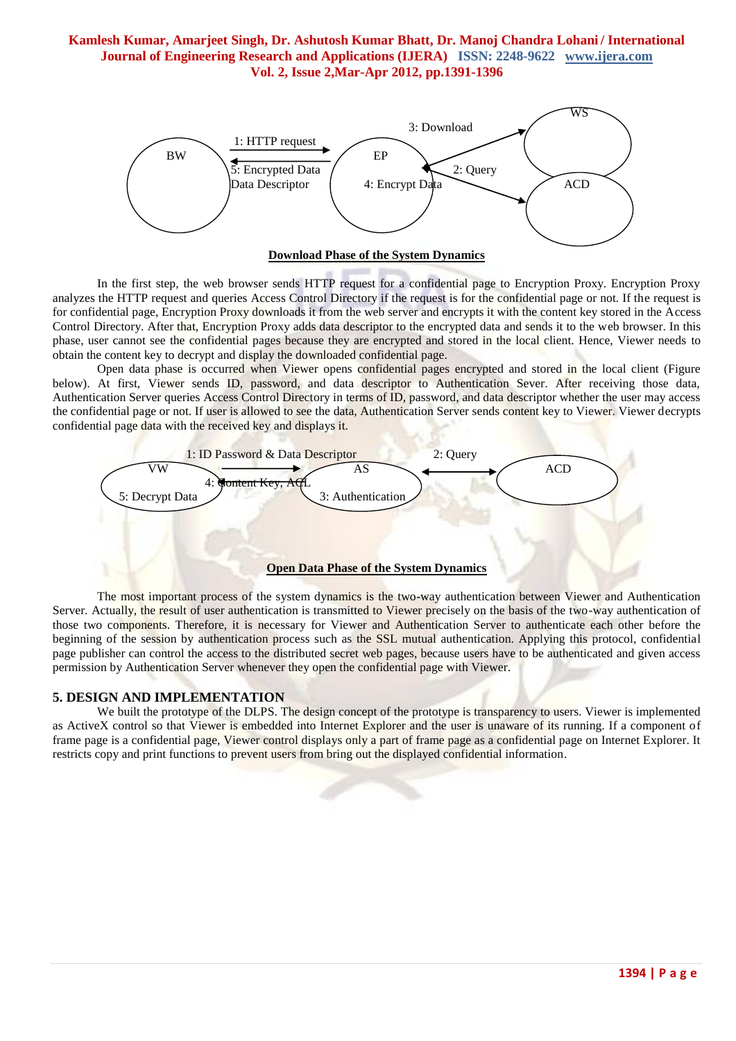**Download Phase of the System Dynamics**

In the first step, the web browser sends HTTP request for a confidential page to Encryption Proxy. Encryption Proxy analyzes the HTTP request and queries Access Control Directory if the request is for the confidential page or not. If the request is for confidential page, Encryption Proxy downloads it from the web server and encrypts it with the content key stored in the Access Control Directory. After that, Encryption Proxy adds data descriptor to the encrypted data and sends it to the web browser. In this phase, user cannot see the confidential pages because they are encrypted and stored in the local client. Hence, Viewer needs to obtain the content key to decrypt and display the downloaded confidential page.

Open data phase is occurred when Viewer opens confidential pages encrypted and stored in the local client (Figure below). At first, Viewer sends ID, password, and data descriptor to Authentication Sever. After receiving those data, Authentication Server queries Access Control Directory in terms of ID, password, and data descriptor whether the user may access the confidential page or not. If user is allowed to see the data, Authentication Server sends content key to Viewer. Viewer decrypts confidential page data with the received key and displays it.

**Open Data Phase of the System Dynamics**

The most important process of the system dynamics is the two-way authentication between Viewer and Authentication Server. Actually, the result of user authentication is transmitted to Viewer precisely on the basis of the two-way authentication of those two components. Therefore, it is necessary for Viewer and Authentication Server to authenticate each other before the beginning of the session by authentication process such as the SSL mutual authentication. Applying this protocol, confidential page publisher can control the access to the distributed secret web pages, because users have to be authenticated and given access permission by Authentication Server whenever they open the confidential page with Viewer.

## 5. DESIGN AND IMPLEMENTATION

We built the prototype of the DLPS. The design concept of the prototype is transparency to users. Viewer is implemented as ActiveX control so that Viewer is embedded into Internet Explorer and the user is unaware of its running. If a component of frame page is a confidential page, Viewer control displays only a part of frame page as a confidential page on Internet Explorer. It restricts copy and print functions to prevent users from bring out the displayed confidential information.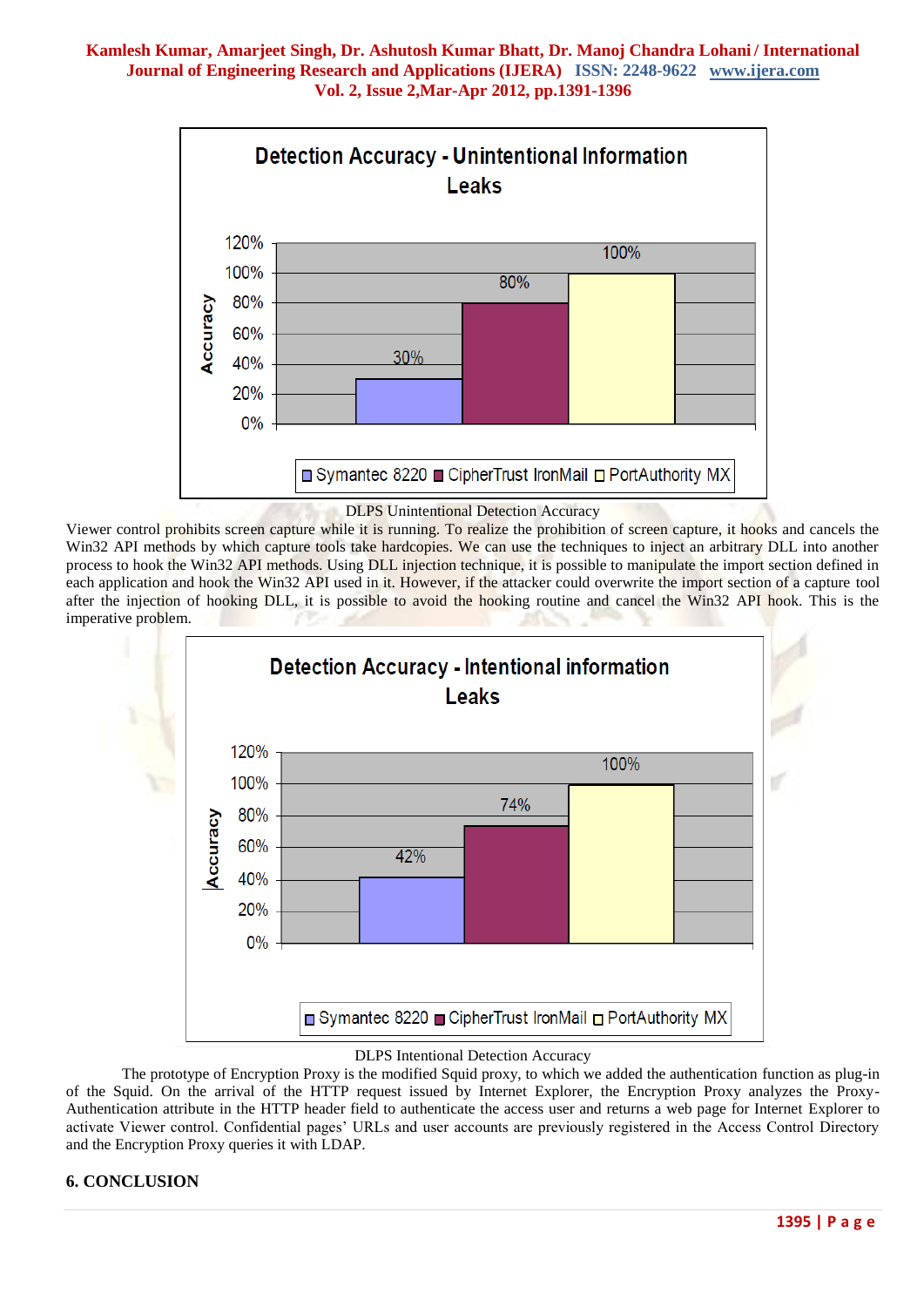DLPS Unintentional Detection Accuracy

Viewer control prohibits screen capture while it is running. To realize the prohibition of screen capture, it hooks and cancels the Win32 API methods by which capture tools take hardcopies. We can use the techniques to inject an arbitrary DLL into another process to hook the Win32 API methods. Using DLL injection technique, it is possible to manipulate the import section defined in each application and hook the Win32 API used in it. However, if the attacker could overwrite the import section of a capture tool after the injection of hooking DLL, it is possible to avoid the hooking routine and cancel the Win32 API hook. This is the imperative problem.

DLPS Intentional Detection Accuracy

The prototype of Encryption Proxy is the modified Squid proxy, to which we added the authentication function as plug-in of the Squid. On the arrival of the HTTP request issued by Internet Explorer, the Encryption Proxy analyzes the Proxy-Authentication attribute in the HTTP header field to authenticate the access user and returns a web page for Internet Explorer to activate Viewer control. Confidential pages' URLs and user accounts are previously registered in the Access Control Directory and the Encryption Proxy queries it with LDAP.

## 6. CONCLUSION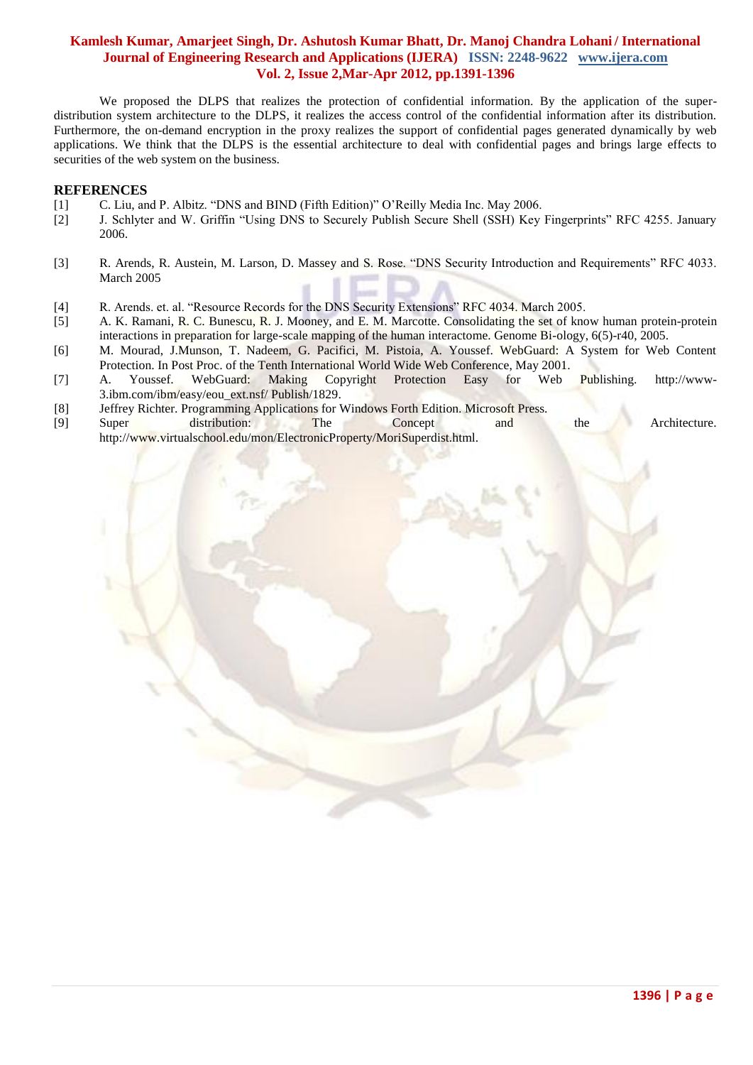We proposed the DLPS that realizes the protection of confidential information. By the application of the super-distribution system architecture to the DLPS, it realizes the access control of the confidential information after its distribution. Furthermore, the on-demand encryption in the proxy realizes the support of confidential pages generated dynamically by web applications. We think that the DLPS is the essential architecture to deal with confidential pages and brings large effects to securities of the web system on the business.

## REFERENCES

[1] C. Liu, and P. Albitz. "DNS and BIND (Fifth Edition)" O'Reilly Media Inc. May 2006.

[2] J. Schlyter and W. Griffin "Using DNS to Securely Publish Secure Shell (SSH) Key Fingerprints" RFC 4255. January 2006.

[3] R. Arends, R. Austein, M. Larson, D. Massey and S. Rose. "DNS Security Introduction and Requirements" RFC 4033. March 2005

[4] R. Arends. et. al. "Resource Records for the DNS Security Extensions" RFC 4034. March 2005.

[5] A. K. Ramani, R. C. Bunescu, R. J. Mooney, and E. M. Marcotte. Consolidating the set of know human protein-protein interactions in preparation for large-scale mapping of the human interactome. Genome Bi-ology, 6(5)-r40, 2005.

[6] M. Mourad, J.Munson, T. Nadeem, G. Pacifici, M. Pistoia, A. Youssef. WebGuard: A System for Web Content Protection. In Post Proc. of the Tenth International World Wide Web Conference, May 2001.

[7] A. Youssef. WebGuard: Making Copyright Protection Easy for Web Publishing. http://www-3.ibm.com/ibm/easy/eou_ext.nsf/ Publish/1829.

[8] Jeffrey Richter. Programming Applications for Windows Forth Edition. Microsoft Press.

[9] Super distribution: The Concept and the Architecture. http://www.virtualschool.edu/mon/ElectronicProperty/MoriSuperdist.html.